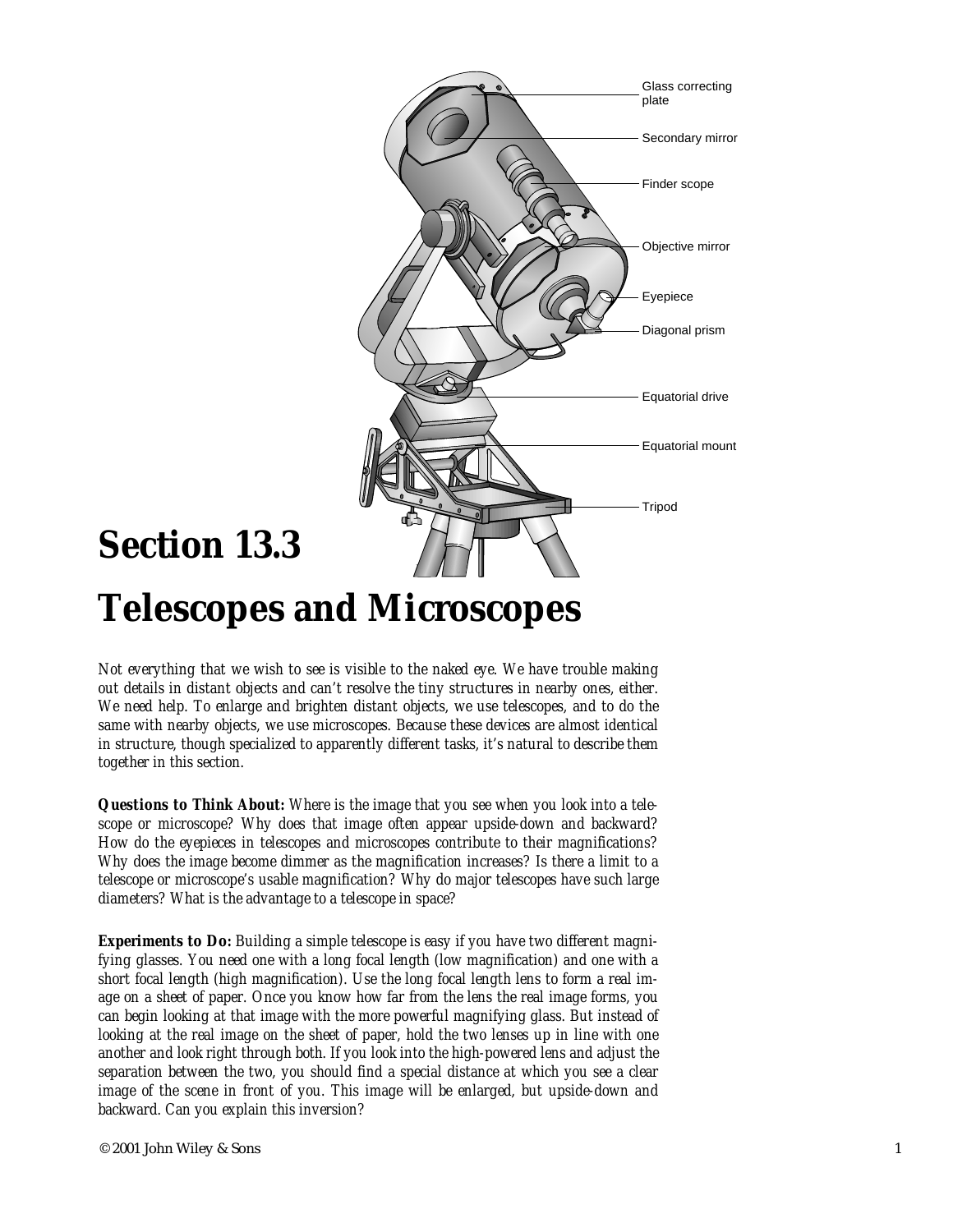# Section 13.3

# Telescopes and Microscopes

*Not everything that we wish to see is visible to the naked eye. We have trouble making out details in distant objects and can't resolve the tiny structures in nearby ones, either. We need help. To enlarge and brighten distant objects, we use telescopes, and to do the same with nearby objects, we use microscopes. Because these devices are almost identical in structure, though specialized to apparently different tasks, it's natural to describe them together in this section.*

***Questions to Think About:*** *Where is the image that you see when you look into a telescope or microscope? Why does that image often appear upside-down and backward? How do the eyepieces in telescopes and microscopes contribute to their magnifications? Why does the image become dimmer as the magnification increases? Is there a limit to a telescope or microscope's usable magnification? Why do major telescopes have such large diameters? What is the advantage to a telescope in space?*

***Experiments to Do:*** *Building a simple telescope is easy if you have two different magnifying glasses. You need one with a long focal length (low magnification) and one with a short focal length (high magnification). Use the long focal length lens to form a real image on a sheet of paper. Once you know how far from the lens the real image forms, you can begin looking at that image with the more powerful magnifying glass. But instead of looking at the real image on the sheet of paper, hold the two lenses up in line with one another and look right through both. If you look into the high-powered lens and adjust the separation between the two, you should find a special distance at which you see a clear image of the scene in front of you. This image will be enlarged, but upside-down and backward. Can you explain this inversion?*

© 2001 John Wiley & Sons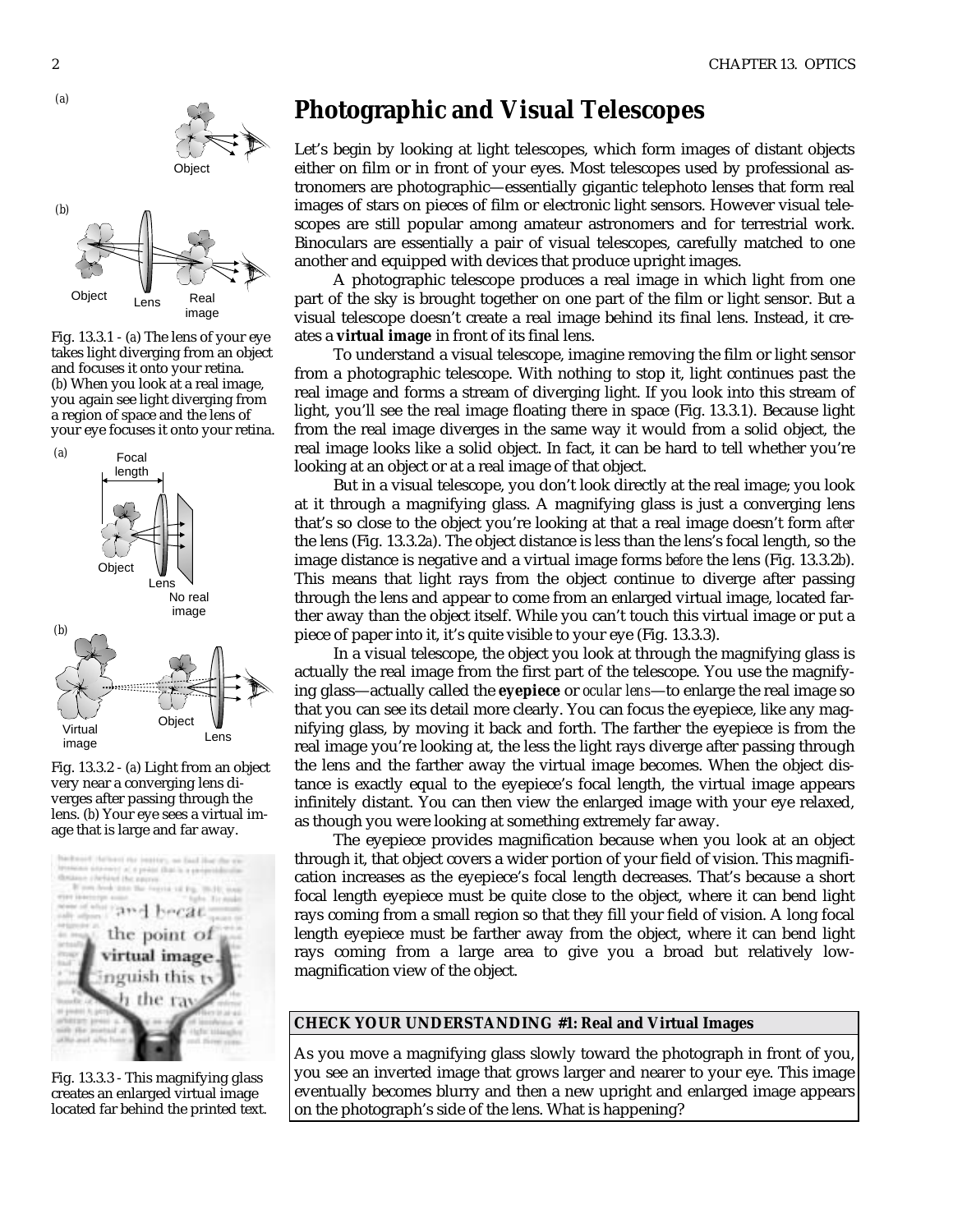# Photographic and Visual Telescopes

Let's begin by looking at light telescopes, which form images of distant objects either on film or in front of your eyes. Most telescopes used by professional astronomers are photographic—essentially gigantic telephoto lenses that form real images of stars on pieces of film or electronic light sensors. However visual telescopes are still popular among amateur astronomers and for terrestrial work. Binoculars are essentially a pair of visual telescopes, carefully matched to one another and equipped with devices that produce upright images.

A photographic telescope produces a real image in which light from one part of the sky is brought together on one part of the film or light sensor. But a visual telescope doesn't create a real image behind its final lens. Instead, it creates a **virtual image** in front of its final lens.

To understand a visual telescope, imagine removing the film or light sensor from a photographic telescope. With nothing to stop it, light continues past the real image and forms a stream of diverging light. If you look into this stream of light, you'll see the real image floating there in space (Fig. 13.3.1). Because light from the real image diverges in the same way it would from a solid object, the real image looks like a solid object. In fact, it can be hard to tell whether you're looking at an object or at a real image of that object.

Fig. 13.3.1 - (a) The lens of your eye takes light diverging from an object and focuses it onto your retina. (b) When you look at a real image, you again see light diverging from a region of space and the lens of your eye focuses it onto your retina.

But in a visual telescope, you don't look directly at the real image; you look at it through a magnifying glass. A magnifying glass is just a converging lens that's so close to the object you're looking at that a real image doesn't form *after* the lens (Fig. 13.3.2a). The object distance is less than the lens's focal length, so the image distance is negative and a virtual image forms *before* the lens (Fig. 13.3.2b). This means that light rays from the object continue to diverge after passing through the lens and appear to come from an enlarged virtual image, located farther away than the object itself. While you can't touch this virtual image or put a piece of paper into it, it's quite visible to your eye (Fig. 13.3.3).

Fig. 13.3.2 - (a) Light from an object very near a converging lens diverges after passing through the lens. (b) Your eye sees a virtual image that is large and far away.

In a visual telescope, the object you look at through the magnifying glass is actually the real image from the first part of the telescope. You use the magnifying glass—actually called the **eyepiece** or *ocular lens*—to enlarge the real image so that you can see its detail more clearly. You can focus the eyepiece, like any magnifying glass, by moving it back and forth. The farther the eyepiece is from the real image you're looking at, the less the light rays diverge after passing through the lens and the farther away the virtual image becomes. When the object distance is exactly equal to the eyepiece's focal length, the virtual image appears infinitely distant. You can then view the enlarged image with your eye relaxed, as though you were looking at something extremely far away.

Fig. 13.3.3 - This magnifying glass creates an enlarged virtual image located far behind the printed text.

The eyepiece provides magnification because when you look at an object through it, that object covers a wider portion of your field of vision. This magnification increases as the eyepiece's focal length decreases. That's because a short focal length eyepiece must be quite close to the object, where it can bend light rays coming from a small region so that they fill your field of vision. A long focal length eyepiece must be farther away from the object, where it can bend light rays coming from a large area to give you a broad but relatively low-magnification view of the object.

**CHECK YOUR UNDERSTANDING #1: Real and Virtual Images**

As you move a magnifying glass slowly toward the photograph in front of you, you see an inverted image that grows larger and nearer to your eye. This image eventually becomes blurry and then a new upright and enlarged image appears on the photograph's side of the lens. What is happening?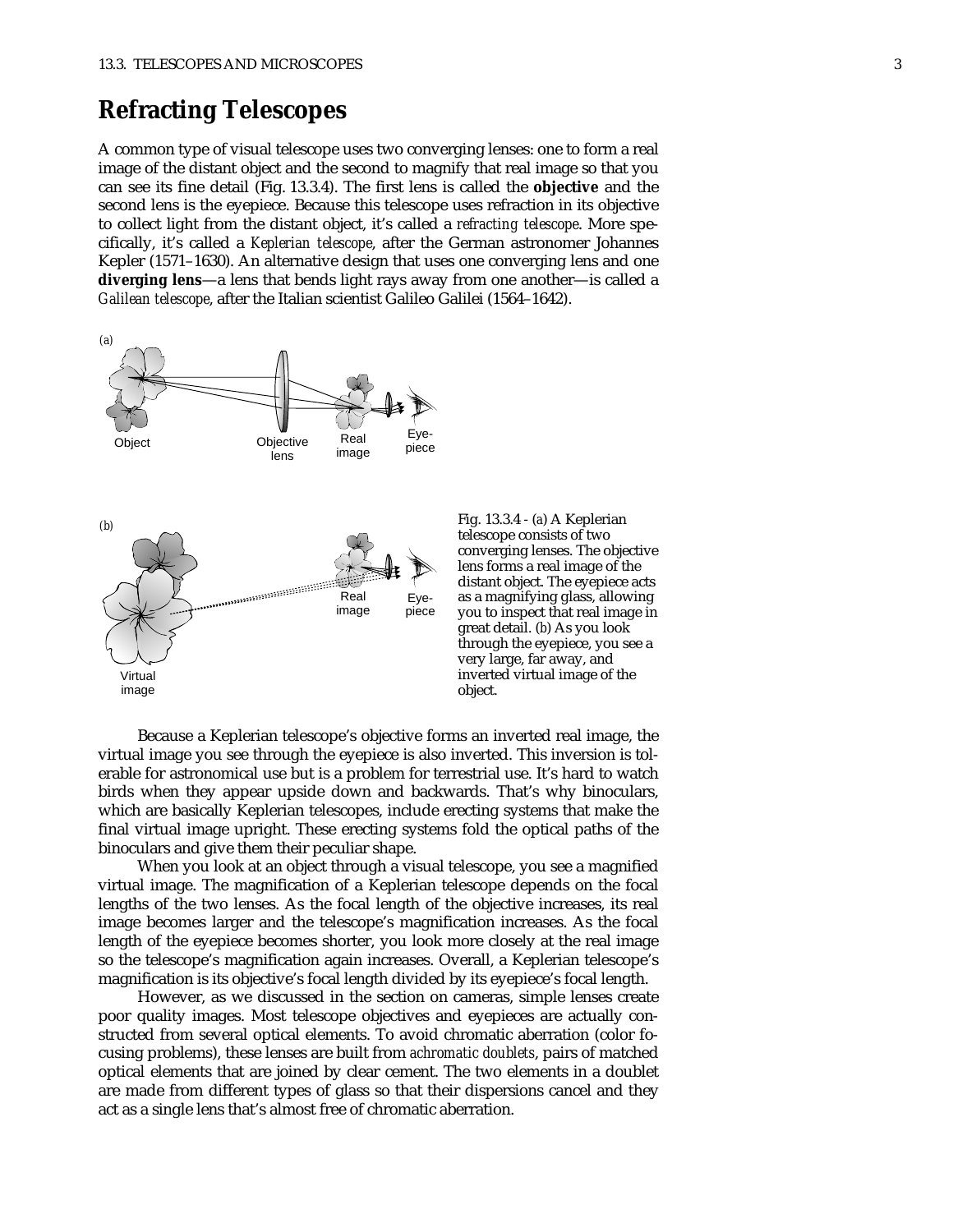## Refracting Telescopes

A common type of visual telescope uses two converging lenses: one to form a real image of the distant object and the second to magnify that real image so that you can see its fine detail (Fig. 13.3.4). The first lens is called the **objective** and the second lens is the eyepiece. Because this telescope uses refraction in its objective to collect light from the distant object, it's called a *refracting telescope*. More specifically, it's called a *Keplerian telescope*, after the German astronomer Johannes Kepler (1571–1630). An alternative design that uses one converging lens and one **diverging lens**—a lens that bends light rays away from one another—is called a *Galilean telescope*, after the Italian scientist Galileo Galilei (1564–1642).

(a)

Object

Objective lens

Real image

Eye-piece

(b)

Real image

Eye-piece

Virtual image

Fig. 13.3.4 - (*a*) A Keplerian telescope consists of two converging lenses. The objective lens forms a real image of the distant object. The eyepiece acts as a magnifying glass, allowing you to inspect that real image in great detail. (*b*) As you look through the eyepiece, you see a very large, far away, and inverted virtual image of the object.

Because a Keplerian telescope's objective forms an inverted real image, the virtual image you see through the eyepiece is also inverted. This inversion is tolerable for astronomical use but is a problem for terrestrial use. It's hard to watch birds when they appear upside down and backwards. That's why binoculars, which are basically Keplerian telescopes, include erecting systems that make the final virtual image upright. These erecting systems fold the optical paths of the binoculars and give them their peculiar shape.

When you look at an object through a visual telescope, you see a magnified virtual image. The magnification of a Keplerian telescope depends on the focal lengths of the two lenses. As the focal length of the objective increases, its real image becomes larger and the telescope's magnification increases. As the focal length of the eyepiece becomes shorter, you look more closely at the real image so the telescope's magnification again increases. Overall, a Keplerian telescope's magnification is its objective's focal length divided by its eyepiece's focal length.

However, as we discussed in the section on cameras, simple lenses create poor quality images. Most telescope objectives and eyepieces are actually constructed from several optical elements. To avoid chromatic aberration (color focusing problems), these lenses are built from *achromatic doublets*, pairs of matched optical elements that are joined by clear cement. The two elements in a doublet are made from different types of glass so that their dispersions cancel and they act as a single lens that's almost free of chromatic aberration.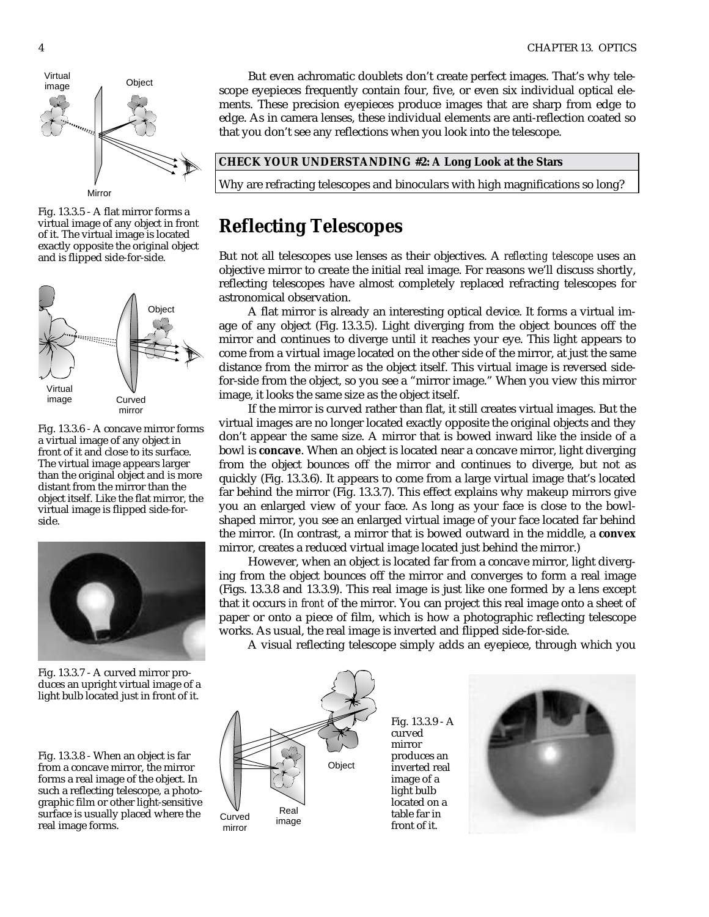But even achromatic doublets don't create perfect images. That's why telescope eyepieces frequently contain four, five, or even six individual optical elements. These precision eyepieces produce images that are sharp from edge to edge. As in camera lenses, these individual elements are anti-reflection coated so that you don't see any reflections when you look into the telescope.

**CHECK YOUR UNDERSTANDING #2: A Long Look at the Stars**

Why are refracting telescopes and binoculars with high magnifications so long?

## Reflecting Telescopes

But not all telescopes use lenses as their objectives. A *reflecting telescope* uses an objective mirror to create the initial real image. For reasons we'll discuss shortly, reflecting telescopes have almost completely replaced refracting telescopes for astronomical observation.

A flat mirror is already an interesting optical device. It forms a virtual image of any object (Fig. 13.3.5). Light diverging from the object bounces off the mirror and continues to diverge until it reaches your eye. This light appears to come from a virtual image located on the other side of the mirror, at just the same distance from the mirror as the object itself. This virtual image is reversed side-for-side from the object, so you see a "mirror image." When you view this mirror image, it looks the same size as the object itself.

If the mirror is curved rather than flat, it still creates virtual images. But the virtual images are no longer located exactly opposite the original objects and they don't appear the same size. A mirror that is bowed inward like the inside of a bowl is **concave**. When an object is located near a concave mirror, light diverging from the object bounces off the mirror and continues to diverge, but not as quickly (Fig. 13.3.6). It appears to come from a large virtual image that's located far behind the mirror (Fig. 13.3.7). This effect explains why makeup mirrors give you an enlarged view of your face. As long as your face is close to the bowl-shaped mirror, you see an enlarged virtual image of your face located far behind the mirror. (In contrast, a mirror that is bowed outward in the middle, a **convex** mirror, creates a reduced virtual image located just behind the mirror.)

However, when an object is located far from a concave mirror, light diverging from the object bounces off the mirror and converges to form a real image (Figs. 13.3.8 and 13.3.9). This real image is just like one formed by a lens except that it occurs *in front* of the mirror. You can project this real image onto a sheet of paper or onto a piece of film, which is how a photographic reflecting telescope works. As usual, the real image is inverted and flipped side-for-side.

A visual reflecting telescope simply adds an eyepiece, through which you

Virtual image

Object

Mirror

Fig. 13.3.5 - A flat mirror forms a virtual image of any object in front of it. The virtual image is located exactly opposite the original object and is flipped side-for-side.

Object

Virtual image

Curved mirror

Fig. 13.3.6 - A concave mirror forms a virtual image of any object in front of it and close to its surface. The virtual image appears larger than the original object and is more distant from the mirror than the object itself. Like the flat mirror, the virtual image is flipped side-for-side.

Fig. 13.3.7 - A curved mirror produces an upright virtual image of a light bulb located just in front of it.

Curved mirror

Real image

Object

Fig. 13.3.8 - When an object is far from a concave mirror, the mirror forms a real image of the object. In such a reflecting telescope, a photographic film or other light-sensitive surface is usually placed where the real image forms.

Fig. 13.3.9 - A curved mirror produces an inverted real image of a light bulb located on a table far in front of it.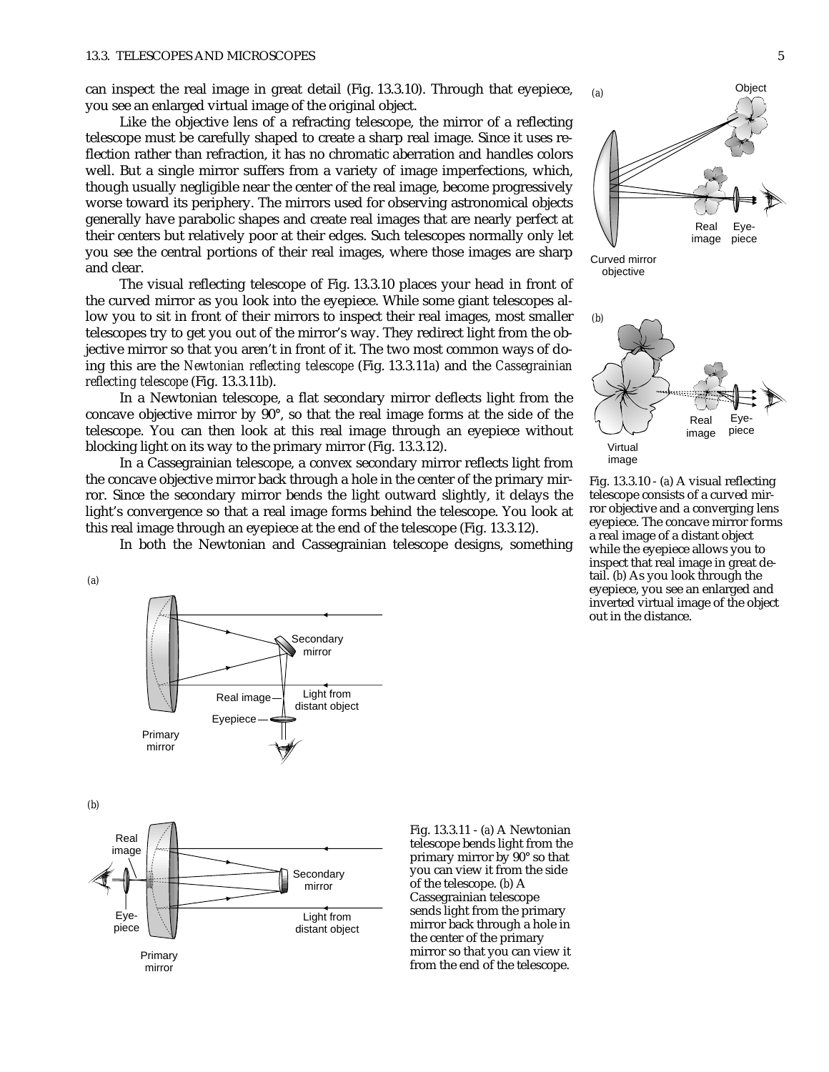can inspect the real image in great detail (Fig. 13.3.10). Through that eyepiece, you see an enlarged virtual image of the original object.

Like the objective lens of a refracting telescope, the mirror of a reflecting telescope must be carefully shaped to create a sharp real image. Since it uses reflection rather than refraction, it has no chromatic aberration and handles colors well. But a single mirror suffers from a variety of image imperfections, which, though usually negligible near the center of the real image, become progressively worse toward its periphery. The mirrors used for observing astronomical objects generally have parabolic shapes and create real images that are nearly perfect at their centers but relatively poor at their edges. Such telescopes normally only let you see the central portions of their real images, where those images are sharp and clear.

The visual reflecting telescope of Fig. 13.3.10 places your head in front of the curved mirror as you look into the eyepiece. While some giant telescopes allow you to sit in front of their mirrors to inspect their real images, most smaller telescopes try to get you out of the mirror's way. They redirect light from the objective mirror so that you aren't in front of it. The two most common ways of doing this are the *Newtonian reflecting telescope* (Fig. 13.3.11*a*) and the *Cassegrainian reflecting telescope* (Fig. 13.3.11*b*).

In a Newtonian telescope, a flat secondary mirror deflects light from the concave objective mirror by 90°, so that the real image forms at the side of the telescope. You can then look at this real image through an eyepiece without blocking light on its way to the primary mirror (Fig. 13.3.12).

In a Cassegrainian telescope, a convex secondary mirror reflects light from the concave objective mirror back through a hole in the center of the primary mirror. Since the secondary mirror bends the light outward slightly, it delays the light's convergence so that a real image forms behind the telescope. You look at this real image through an eyepiece at the end of the telescope (Fig. 13.3.12).

In both the Newtonian and Cassegrainian telescope designs, something

Fig. 13.3.10 - (*a*) A visual reflecting telescope consists of a curved mirror objective and a converging lens eyepiece. The concave mirror forms a real image of a distant object while the eyepiece allows you to inspect that real image in great detail. (*b*) As you look through the eyepiece, you see an enlarged and inverted virtual image of the object out in the distance.

Fig. 13.3.11 - (*a*) A Newtonian telescope bends light from the primary mirror by 90° so that you can view it from the side of the telescope. (*b*) A Cassegrainian telescope sends light from the primary mirror back through a hole in the center of the primary mirror so that you can view it from the end of the telescope.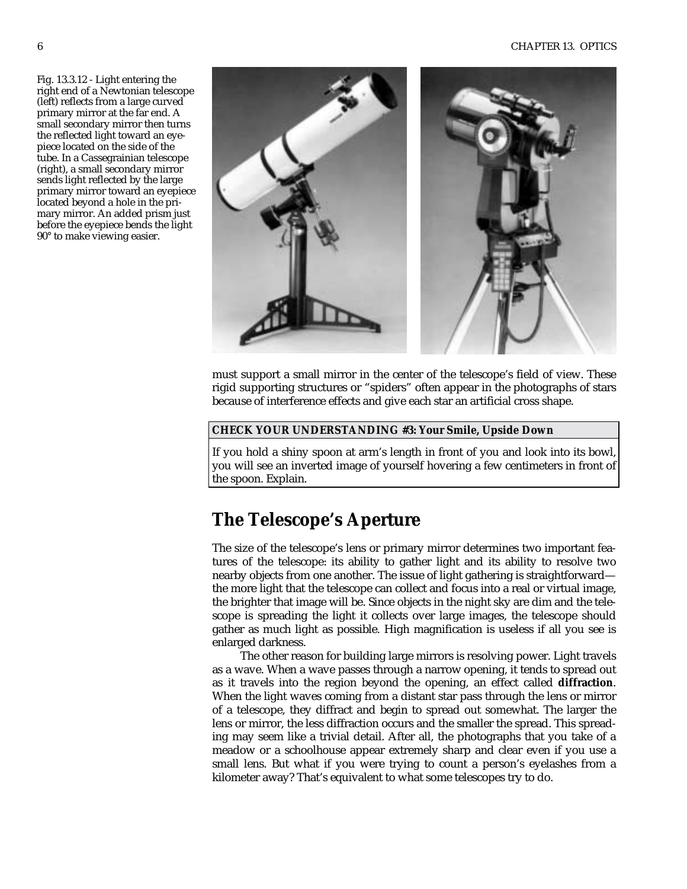Fig. 13.3.12 - Light entering the right end of a Newtonian telescope (left) reflects from a large curved primary mirror at the far end. A small secondary mirror then turns the reflected light toward an eyepiece located on the side of the tube. In a Cassegrainian telescope (right), a small secondary mirror sends light reflected by the large primary mirror toward an eyepiece located beyond a hole in the primary mirror. An added prism just before the eyepiece bends the light 90° to make viewing easier.

must support a small mirror in the center of the telescope's field of view. These rigid supporting structures or "spiders" often appear in the photographs of stars because of interference effects and give each star an artificial cross shape.

**CHECK YOUR UNDERSTANDING #3: Your Smile, Upside Down**

If you hold a shiny spoon at arm's length in front of you and look into its bowl, you will see an inverted image of yourself hovering a few centimeters in front of the spoon. Explain.

## The Telescope's Aperture

The size of the telescope's lens or primary mirror determines two important features of the telescope: its ability to gather light and its ability to resolve two nearby objects from one another. The issue of light gathering is straightforward—the more light that the telescope can collect and focus into a real or virtual image, the brighter that image will be. Since objects in the night sky are dim and the telescope is spreading the light it collects over large images, the telescope should gather as much light as possible. High magnification is useless if all you see is enlarged darkness.

The other reason for building large mirrors is resolving power. Light travels as a wave. When a wave passes through a narrow opening, it tends to spread out as it travels into the region beyond the opening, an effect called **diffraction**. When the light waves coming from a distant star pass through the lens or mirror of a telescope, they diffract and begin to spread out somewhat. The larger the lens or mirror, the less diffraction occurs and the smaller the spread. This spreading may seem like a trivial detail. After all, the photographs that you take of a meadow or a schoolhouse appear extremely sharp and clear even if you use a small lens. But what if you were trying to count a person's eyelashes from a kilometer away? That's equivalent to what some telescopes try to do.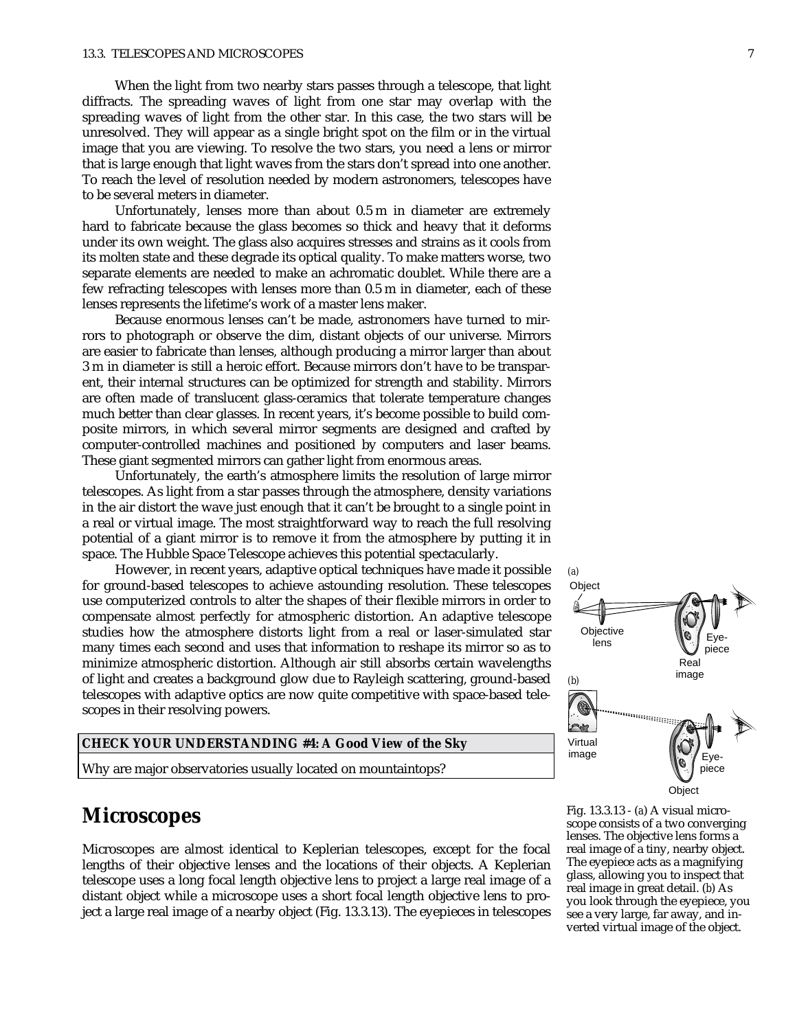When the light from two nearby stars passes through a telescope, that light diffracts. The spreading waves of light from one star may overlap with the spreading waves of light from the other star. In this case, the two stars will be unresolved. They will appear as a single bright spot on the film or in the virtual image that you are viewing. To resolve the two stars, you need a lens or mirror that is large enough that light waves from the stars don't spread into one another. To reach the level of resolution needed by modern astronomers, telescopes have to be several meters in diameter.

Unfortunately, lenses more than about 0.5 m in diameter are extremely hard to fabricate because the glass becomes so thick and heavy that it deforms under its own weight. The glass also acquires stresses and strains as it cools from its molten state and these degrade its optical quality. To make matters worse, two separate elements are needed to make an achromatic doublet. While there are a few refracting telescopes with lenses more than 0.5 m in diameter, each of these lenses represents the lifetime's work of a master lens maker.

Because enormous lenses can't be made, astronomers have turned to mirrors to photograph or observe the dim, distant objects of our universe. Mirrors are easier to fabricate than lenses, although producing a mirror larger than about 3 m in diameter is still a heroic effort. Because mirrors don't have to be transparent, their internal structures can be optimized for strength and stability. Mirrors are often made of translucent glass-ceramics that tolerate temperature changes much better than clear glasses. In recent years, it's become possible to build composite mirrors, in which several mirror segments are designed and crafted by computer-controlled machines and positioned by computers and laser beams. These giant segmented mirrors can gather light from enormous areas.

Unfortunately, the earth's atmosphere limits the resolution of large mirror telescopes. As light from a star passes through the atmosphere, density variations in the air distort the wave just enough that it can't be brought to a single point in a real or virtual image. The most straightforward way to reach the full resolving potential of a giant mirror is to remove it from the atmosphere by putting it in space. The Hubble Space Telescope achieves this potential spectacularly.

However, in recent years, adaptive optical techniques have made it possible for ground-based telescopes to achieve astounding resolution. These telescopes use computerized controls to alter the shapes of their flexible mirrors in order to compensate almost perfectly for atmospheric distortion. An adaptive telescope studies how the atmosphere distorts light from a real or laser-simulated star many times each second and uses that information to reshape its mirror so as to minimize atmospheric distortion. Although air still absorbs certain wavelengths of light and creates a background glow due to Rayleigh scattering, ground-based telescopes with adaptive optics are now quite competitive with space-based telescopes in their resolving powers.

**CHECK YOUR UNDERSTANDING #4: A Good View of the Sky**

Why are major observatories usually located on mountaintops?

## Microscopes

Microscopes are almost identical to Keplerian telescopes, except for the focal lengths of their objective lenses and the locations of their objects. A Keplerian telescope uses a long focal length objective lens to project a large real image of a distant object while a microscope uses a short focal length objective lens to project a large real image of a nearby object (Fig. 13.3.13). The eyepieces in telescopes

(a)
Object
Objective lens
Real image
Eye-piece
(b)
Virtual image
Eye-piece
Object

Fig. 13.3.13 - (a) A visual microscope consists of a two converging lenses. The objective lens forms a real image of a tiny, nearby object. The eyepiece acts as a magnifying glass, allowing you to inspect that real image in great detail. (b) As you look through the eyepiece, you see a very large, far away, and inverted virtual image of the object.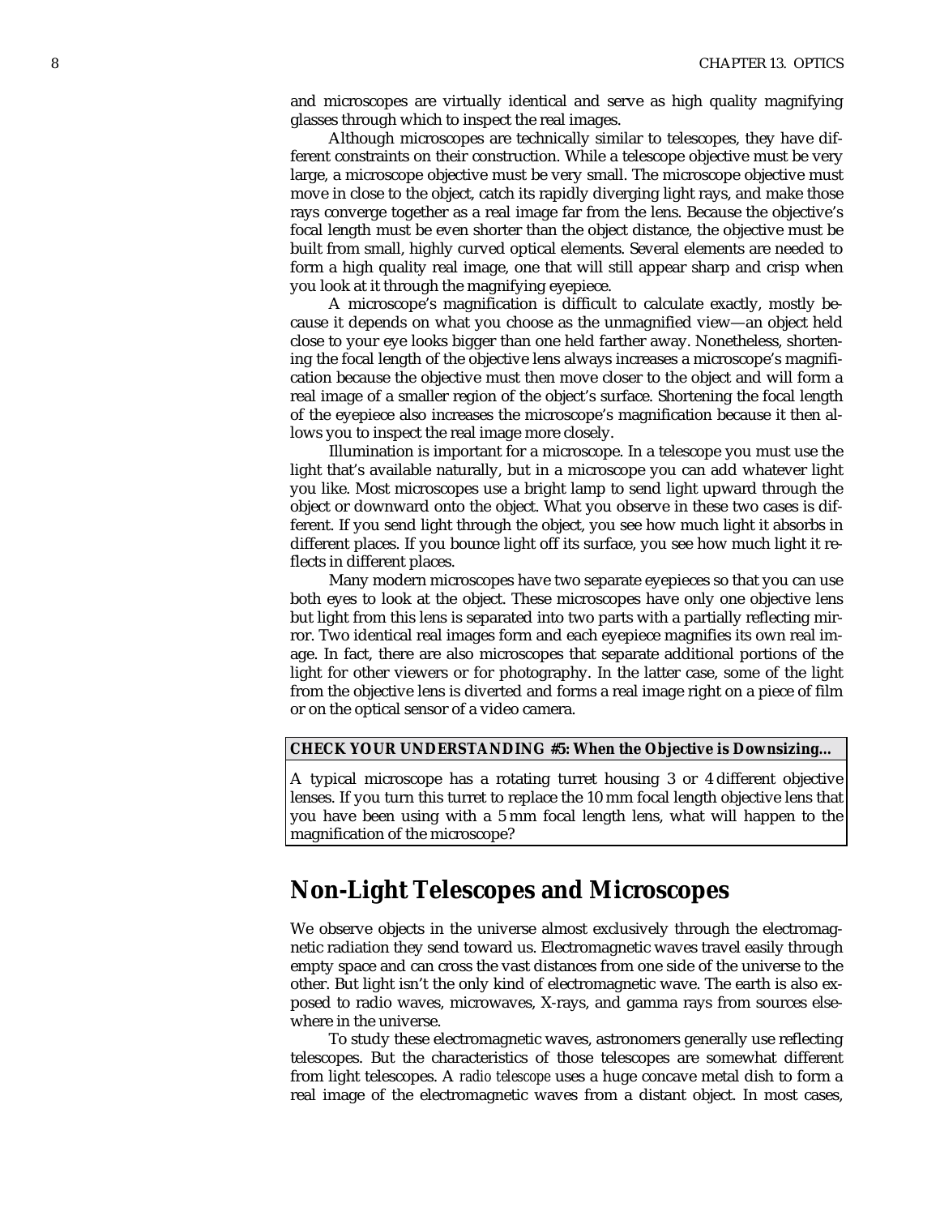and microscopes are virtually identical and serve as high quality magnifying glasses through which to inspect the real images.

Although microscopes are technically similar to telescopes, they have different constraints on their construction. While a telescope objective must be very large, a microscope objective must be very small. The microscope objective must move in close to the object, catch its rapidly diverging light rays, and make those rays converge together as a real image far from the lens. Because the objective's focal length must be even shorter than the object distance, the objective must be built from small, highly curved optical elements. Several elements are needed to form a high quality real image, one that will still appear sharp and crisp when you look at it through the magnifying eyepiece.

A microscope's magnification is difficult to calculate exactly, mostly because it depends on what you choose as the unmagnified view—an object held close to your eye looks bigger than one held farther away. Nonetheless, shortening the focal length of the objective lens always increases a microscope's magnification because the objective must then move closer to the object and will form a real image of a smaller region of the object's surface. Shortening the focal length of the eyepiece also increases the microscope's magnification because it then allows you to inspect the real image more closely.

Illumination is important for a microscope. In a telescope you must use the light that's available naturally, but in a microscope you can add whatever light you like. Most microscopes use a bright lamp to send light upward through the object or downward onto the object. What you observe in these two cases is different. If you send light through the object, you see how much light it absorbs in different places. If you bounce light off its surface, you see how much light it reflects in different places.

Many modern microscopes have two separate eyepieces so that you can use both eyes to look at the object. These microscopes have only one objective lens but light from this lens is separated into two parts with a partially reflecting mirror. Two identical real images form and each eyepiece magnifies its own real image. In fact, there are also microscopes that separate additional portions of the light for other viewers or for photography. In the latter case, some of the light from the objective lens is diverted and forms a real image right on a piece of film or on the optical sensor of a video camera.

**CHECK YOUR UNDERSTANDING #5: When the Objective is Downsizing...**

A typical microscope has a rotating turret housing 3 or 4 different objective lenses. If you turn this turret to replace the 10 mm focal length objective lens that you have been using with a 5 mm focal length lens, what will happen to the magnification of the microscope?

## Non-Light Telescopes and Microscopes

We observe objects in the universe almost exclusively through the electromagnetic radiation they send toward us. Electromagnetic waves travel easily through empty space and can cross the vast distances from one side of the universe to the other. But light isn't the only kind of electromagnetic wave. The earth is also exposed to radio waves, microwaves, X-rays, and gamma rays from sources elsewhere in the universe.

To study these electromagnetic waves, astronomers generally use reflecting telescopes. But the characteristics of those telescopes are somewhat different from light telescopes. A *radio telescope* uses a huge concave metal dish to form a real image of the electromagnetic waves from a distant object. In most cases,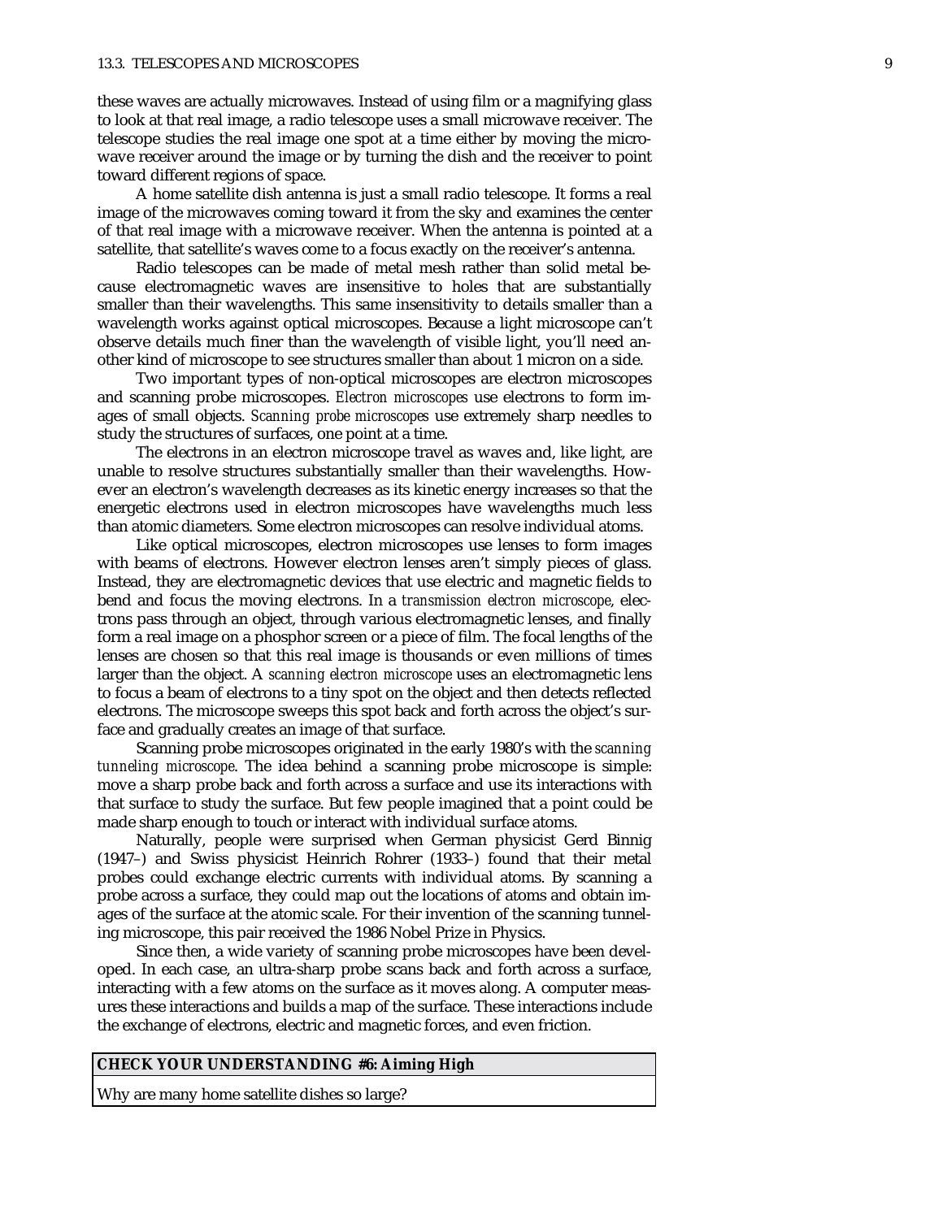these waves are actually microwaves. Instead of using film or a magnifying glass to look at that real image, a radio telescope uses a small microwave receiver. The telescope studies the real image one spot at a time either by moving the microwave receiver around the image or by turning the dish and the receiver to point toward different regions of space.

A home satellite dish antenna is just a small radio telescope. It forms a real image of the microwaves coming toward it from the sky and examines the center of that real image with a microwave receiver. When the antenna is pointed at a satellite, that satellite's waves come to a focus exactly on the receiver's antenna.

Radio telescopes can be made of metal mesh rather than solid metal because electromagnetic waves are insensitive to holes that are substantially smaller than their wavelengths. This same insensitivity to details smaller than a wavelength works against optical microscopes. Because a light microscope can't observe details much finer than the wavelength of visible light, you'll need another kind of microscope to see structures smaller than about 1 micron on a side.

Two important types of non-optical microscopes are electron microscopes and scanning probe microscopes. *Electron microscopes* use electrons to form images of small objects. *Scanning probe microscopes* use extremely sharp needles to study the structures of surfaces, one point at a time.

The electrons in an electron microscope travel as waves and, like light, are unable to resolve structures substantially smaller than their wavelengths. However an electron's wavelength decreases as its kinetic energy increases so that the energetic electrons used in electron microscopes have wavelengths much less than atomic diameters. Some electron microscopes can resolve individual atoms.

Like optical microscopes, electron microscopes use lenses to form images with beams of electrons. However electron lenses aren't simply pieces of glass. Instead, they are electromagnetic devices that use electric and magnetic fields to bend and focus the moving electrons. In a *transmission electron microscope*, electrons pass through an object, through various electromagnetic lenses, and finally form a real image on a phosphor screen or a piece of film. The focal lengths of the lenses are chosen so that this real image is thousands or even millions of times larger than the object. A *scanning electron microscope* uses an electromagnetic lens to focus a beam of electrons to a tiny spot on the object and then detects reflected electrons. The microscope sweeps this spot back and forth across the object's surface and gradually creates an image of that surface.

Scanning probe microscopes originated in the early 1980's with the *scanning tunneling microscope*. The idea behind a scanning probe microscope is simple: move a sharp probe back and forth across a surface and use its interactions with that surface to study the surface. But few people imagined that a point could be made sharp enough to touch or interact with individual surface atoms.

Naturally, people were surprised when German physicist Gerd Binnig (1947–) and Swiss physicist Heinrich Rohrer (1933–) found that their metal probes could exchange electric currents with individual atoms. By scanning a probe across a surface, they could map out the locations of atoms and obtain images of the surface at the atomic scale. For their invention of the scanning tunneling microscope, this pair received the 1986 Nobel Prize in Physics.

Since then, a wide variety of scanning probe microscopes have been developed. In each case, an ultra-sharp probe scans back and forth across a surface, interacting with a few atoms on the surface as it moves along. A computer measures these interactions and builds a map of the surface. These interactions include the exchange of electrons, electric and magnetic forces, and even friction.

**CHECK YOUR UNDERSTANDING #6: Aiming High**

Why are many home satellite dishes so large?